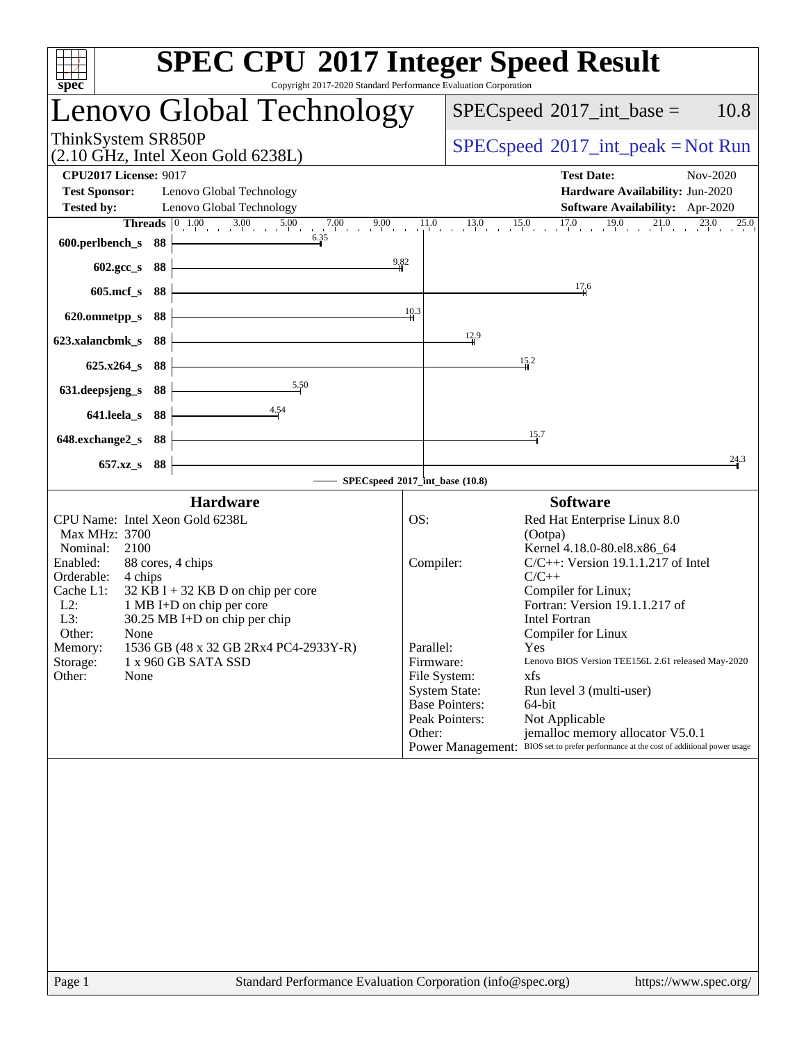# SPEC CPU 2017 Integer Speed Result

Copyright 2017-2020 Standard Performance Evaluation Corporation

## Lenovo Global Technology

ThinkSystem SR850P
(2.10 GHz, Intel Xeon Gold 6238L)

SPECspeed 2017_int_base = 10.8

SPECspeed 2017_int_peak = Not Run

**CPU2017 License:** 9017
**Test Sponsor:** Lenovo Global Technology
**Tested by:** Lenovo Global Technology

**Test Date:** Nov-2020
**Hardware Availability:** Jun-2020
**Software Availability:** Apr-2020

| Benchmark | Threads | Base Ratio |
|---|---|---|
| 600.perlbench_s | 88 | 6.35 |
| 602.gcc_s | 88 | 9.82 |
| 605.mcf_s | 88 | 17.6 |
| 620.omnetpp_s | 88 | 10.3 |
| 623.xalancbmk_s | 88 | 12.9 |
| 625.x264_s | 88 | 15.2 |
| 631.deepsjeng_s | 88 | 5.50 |
| 641.leela_s | 88 | 4.54 |
| 648.exchange2_s | 88 | 15.7 |
| 657.xz_s | 88 | 24.3 |

SPECspeed 2017_int_base (10.8)

### Hardware

| | |
|---|---|
| CPU Name: | Intel Xeon Gold 6238L |
| Max MHz: | 3700 |
| Nominal: | 2100 |
| Enabled: | 88 cores, 4 chips |
| Orderable: | 4 chips |
| Cache L1: | 32 KB I + 32 KB D on chip per core |
| L2: | 1 MB I+D on chip per core |
| L3: | 30.25 MB I+D on chip per chip |
| Other: | None |
| Memory: | 1536 GB (48 x 32 GB 2Rx4 PC4-2933Y-R) |
| Storage: | 1 x 960 GB SATA SSD |
| Other: | None |

### Software

| | |
|---|---|
| OS: | Red Hat Enterprise Linux 8.0 (Ootpa) Kernel 4.18.0-80.el8.x86_64 |
| Compiler: | C/C++: Version 19.1.1.217 of Intel C/C++ Compiler for Linux; Fortran: Version 19.1.1.217 of Intel Fortran Compiler for Linux |
| Parallel: | Yes |
| Firmware: | Lenovo BIOS Version TEE156L 2.61 released May-2020 |
| File System: | xfs |
| System State: | Run level 3 (multi-user) |
| Base Pointers: | 64-bit |
| Peak Pointers: | Not Applicable |
| Other: | jemalloc memory allocator V5.0.1 |
| Power Management: | BIOS set to prefer performance at the cost of additional power usage |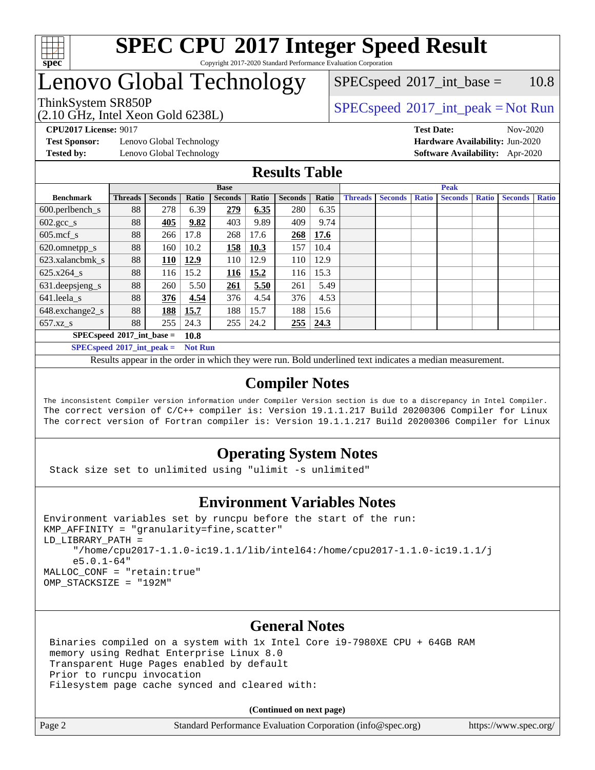# SPEC CPU 2017 Integer Speed Result

Copyright 2017-2020 Standard Performance Evaluation Corporation

# Lenovo Global Technology

ThinkSystem SR850P
(2.10 GHz, Intel Xeon Gold 6238L)

SPECspeed 2017_int_base = 10.8

SPECspeed 2017_int_peak = Not Run

**CPU2017 License:** 9017
**Test Sponsor:** Lenovo Global Technology
**Tested by:** Lenovo Global Technology

**Test Date:** Nov-2020
**Hardware Availability:** Jun-2020
**Software Availability:** Apr-2020

## Results Table

| Benchmark | Base | | | | | | | Peak | | | | | | |
|---|---|---|---|---|---|---|---|---|---|---|---|---|---|---|
| | Threads | Seconds | Ratio | Seconds | Ratio | Seconds | Ratio | Threads | Seconds | Ratio | Seconds | Ratio | Seconds | Ratio |
| 600.perlbench_s | 88 | 278 | 6.39 | **279** | **6.35** | 280 | 6.35 | | | | | | | |
| 602.gcc_s | 88 | **405** | **9.82** | 403 | 9.89 | 409 | 9.74 | | | | | | | |
| 605.mcf_s | 88 | 266 | 17.8 | 268 | 17.6 | **268** | **17.6** | | | | | | | |
| 620.omnetpp_s | 88 | 160 | 10.2 | **158** | **10.3** | 157 | 10.4 | | | | | | | |
| 623.xalancbmk_s | 88 | **110** | **12.9** | 110 | 12.9 | 110 | 12.9 | | | | | | | |
| 625.x264_s | 88 | 116 | 15.2 | **116** | **15.2** | 116 | 15.3 | | | | | | | |
| 631.deepsjeng_s | 88 | 260 | 5.50 | **261** | **5.50** | 261 | 5.49 | | | | | | | |
| 641.leela_s | 88 | **376** | **4.54** | 376 | 4.54 | 376 | 4.53 | | | | | | | |
| 648.exchange2_s | 88 | **188** | **15.7** | 188 | 15.7 | 188 | 15.6 | | | | | | | |
| 657.xz_s | 88 | 255 | 24.3 | 255 | 24.2 | **255** | **24.3** | | | | | | | |

**SPECspeed 2017_int_base = 10.8**

**SPECspeed 2017_int_peak = Not Run**

Results appear in the order in which they were run. Bold underlined text indicates a median measurement.

## Compiler Notes

```
The inconsistent Compiler version information under Compiler Version section is due to a discrepancy in Intel Compiler.
The correct version of C/C++ compiler is: Version 19.1.1.217 Build 20200306 Compiler for Linux
The correct version of Fortran compiler is: Version 19.1.1.217 Build 20200306 Compiler for Linux
```

## Operating System Notes

```
Stack size set to unlimited using "ulimit -s unlimited"
```

## Environment Variables Notes

```
Environment variables set by runcpu before the start of the run:
KMP_AFFINITY = "granularity=fine,scatter"
LD_LIBRARY_PATH =
     "/home/cpu2017-1.1.0-ic19.1.1/lib/intel64:/home/cpu2017-1.1.0-ic19.1.1/j
     e5.0.1-64"
MALLOC_CONF = "retain:true"
OMP_STACKSIZE = "192M"
```

## General Notes

```
Binaries compiled on a system with 1x Intel Core i9-7980XE CPU + 64GB RAM
memory using Redhat Enterprise Linux 8.0
Transparent Huge Pages enabled by default
Prior to runcpu invocation
Filesystem page cache synced and cleared with:
```

**(Continued on next page)**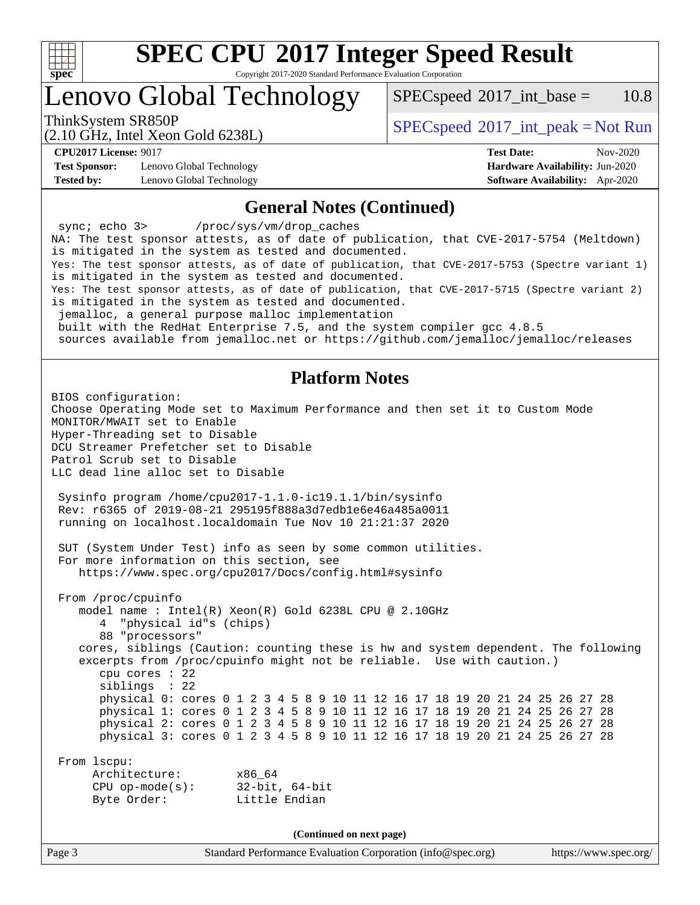# SPEC CPU 2017 Integer Speed Result

Copyright 2017-2020 Standard Performance Evaluation Corporation

## Lenovo Global Technology

ThinkSystem SR850P
(2.10 GHz, Intel Xeon Gold 6238L)

SPECspeed 2017_int_base = 10.8

SPECspeed 2017_int_peak = Not Run

**CPU2017 License:** 9017
**Test Sponsor:** Lenovo Global Technology
**Tested by:** Lenovo Global Technology

**Test Date:** Nov-2020
**Hardware Availability:** Jun-2020
**Software Availability:** Apr-2020

### General Notes (Continued)

```
 sync; echo 3>       /proc/sys/vm/drop_caches
NA: The test sponsor attests, as of date of publication, that CVE-2017-5754 (Meltdown)
is mitigated in the system as tested and documented.
Yes: The test sponsor attests, as of date of publication, that CVE-2017-5753 (Spectre variant 1)
is mitigated in the system as tested and documented.
Yes: The test sponsor attests, as of date of publication, that CVE-2017-5715 (Spectre variant 2)
is mitigated in the system as tested and documented.
 jemalloc, a general purpose malloc implementation
 built with the RedHat Enterprise 7.5, and the system compiler gcc 4.8.5
 sources available from jemalloc.net or https://github.com/jemalloc/jemalloc/releases
```

### Platform Notes

```
BIOS configuration:
Choose Operating Mode set to Maximum Performance and then set it to Custom Mode
MONITOR/MWAIT set to Enable
Hyper-Threading set to Disable
DCU Streamer Prefetcher set to Disable
Patrol Scrub set to Disable
LLC dead line alloc set to Disable

 Sysinfo program /home/cpu2017-1.1.0-ic19.1.1/bin/sysinfo
 Rev: r6365 of 2019-08-21 295195f888a3d7edb1e6e46a485a0011
 running on localhost.localdomain Tue Nov 10 21:21:37 2020

 SUT (System Under Test) info as seen by some common utilities.
 For more information on this section, see
    https://www.spec.org/cpu2017/Docs/config.html#sysinfo

 From /proc/cpuinfo
    model name : Intel(R) Xeon(R) Gold 6238L CPU @ 2.10GHz
       4  "physical id"s (chips)
       88 "processors"
    cores, siblings (Caution: counting these is hw and system dependent. The following
    excerpts from /proc/cpuinfo might not be reliable.  Use with caution.)
       cpu cores : 22
       siblings  : 22
       physical 0: cores 0 1 2 3 4 5 8 9 10 11 12 16 17 18 19 20 21 24 25 26 27 28
       physical 1: cores 0 1 2 3 4 5 8 9 10 11 12 16 17 18 19 20 21 24 25 26 27 28
       physical 2: cores 0 1 2 3 4 5 8 9 10 11 12 16 17 18 19 20 21 24 25 26 27 28
       physical 3: cores 0 1 2 3 4 5 8 9 10 11 12 16 17 18 19 20 21 24 25 26 27 28

 From lscpu:
      Architecture:        x86_64
      CPU op-mode(s):      32-bit, 64-bit
      Byte Order:          Little Endian
```

(Continued on next page)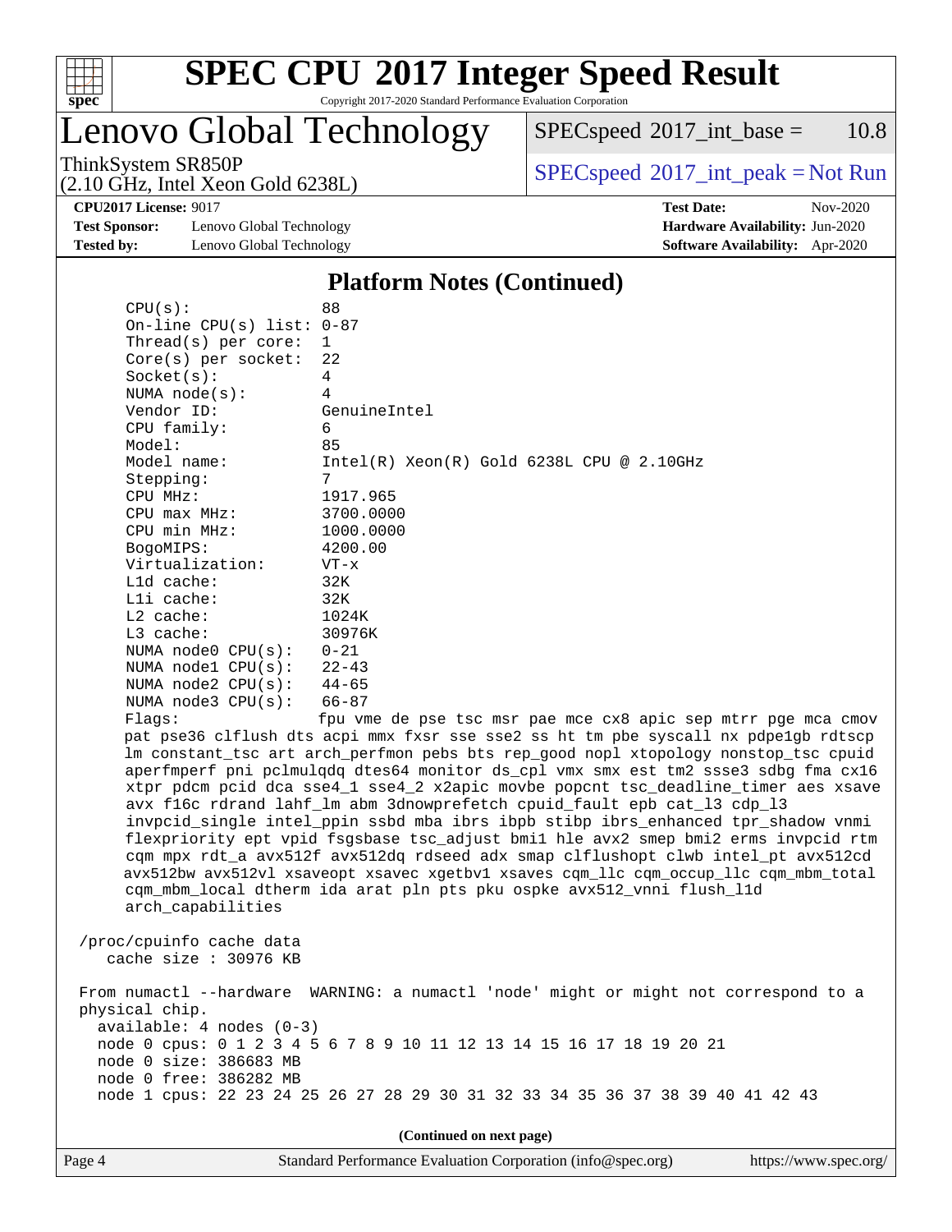## Platform Notes (Continued)

```
    CPU(s):                88
    On-line CPU(s) list: 0-87
    Thread(s) per core:  1
    Core(s) per socket:  22
    Socket(s):           4
    NUMA node(s):        4
    Vendor ID:           GenuineIntel
    CPU family:          6
    Model:               85
    Model name:          Intel(R) Xeon(R) Gold 6238L CPU @ 2.10GHz
    Stepping:            7
    CPU MHz:             1917.965
    CPU max MHz:         3700.0000
    CPU min MHz:         1000.0000
    BogoMIPS:            4200.00
    Virtualization:      VT-x
    L1d cache:           32K
    L1i cache:           32K
    L2 cache:            1024K
    L3 cache:            30976K
    NUMA node0 CPU(s):   0-21
    NUMA node1 CPU(s):   22-43
    NUMA node2 CPU(s):   44-65
    NUMA node3 CPU(s):   66-87
    Flags:               fpu vme de pse tsc msr pae mce cx8 apic sep mtrr pge mca cmov
    pat pse36 clflush dts acpi mmx fxsr sse sse2 ss ht tm pbe syscall nx pdpe1gb rdtscp
    lm constant_tsc art arch_perfmon pebs bts rep_good nopl xtopology nonstop_tsc cpuid
    aperfmperf pni pclmulqdq dtes64 monitor ds_cpl vmx smx est tm2 ssse3 sdbg fma cx16
    xtpr pdcm pcid dca sse4_1 sse4_2 x2apic movbe popcnt tsc_deadline_timer aes xsave
    avx f16c rdrand lahf_lm abm 3dnowprefetch cpuid_fault epb cat_l3 cdp_l3
    invpcid_single intel_ppin ssbd mba ibrs ibpb stibp ibrs_enhanced tpr_shadow vnmi
    flexpriority ept vpid fsgsbase tsc_adjust bmi1 hle avx2 smep bmi2 erms invpcid rtm
    cqm mpx rdt_a avx512f avx512dq rdseed adx smap clflushopt clwb intel_pt avx512cd
    avx512bw avx512vl xsaveopt xsavec xgetbv1 xsaves cqm_llc cqm_occup_llc cqm_mbm_total
    cqm_mbm_local dtherm ida arat pln pts pku ospke avx512_vnni flush_l1d
    arch_capabilities

 /proc/cpuinfo cache data
    cache size : 30976 KB

 From numactl --hardware  WARNING: a numactl 'node' might or might not correspond to a
 physical chip.
   available: 4 nodes (0-3)
   node 0 cpus: 0 1 2 3 4 5 6 7 8 9 10 11 12 13 14 15 16 17 18 19 20 21
   node 0 size: 386683 MB
   node 0 free: 386282 MB
   node 1 cpus: 22 23 24 25 26 27 28 29 30 31 32 33 34 35 36 37 38 39 40 41 42 43
```

(Continued on next page)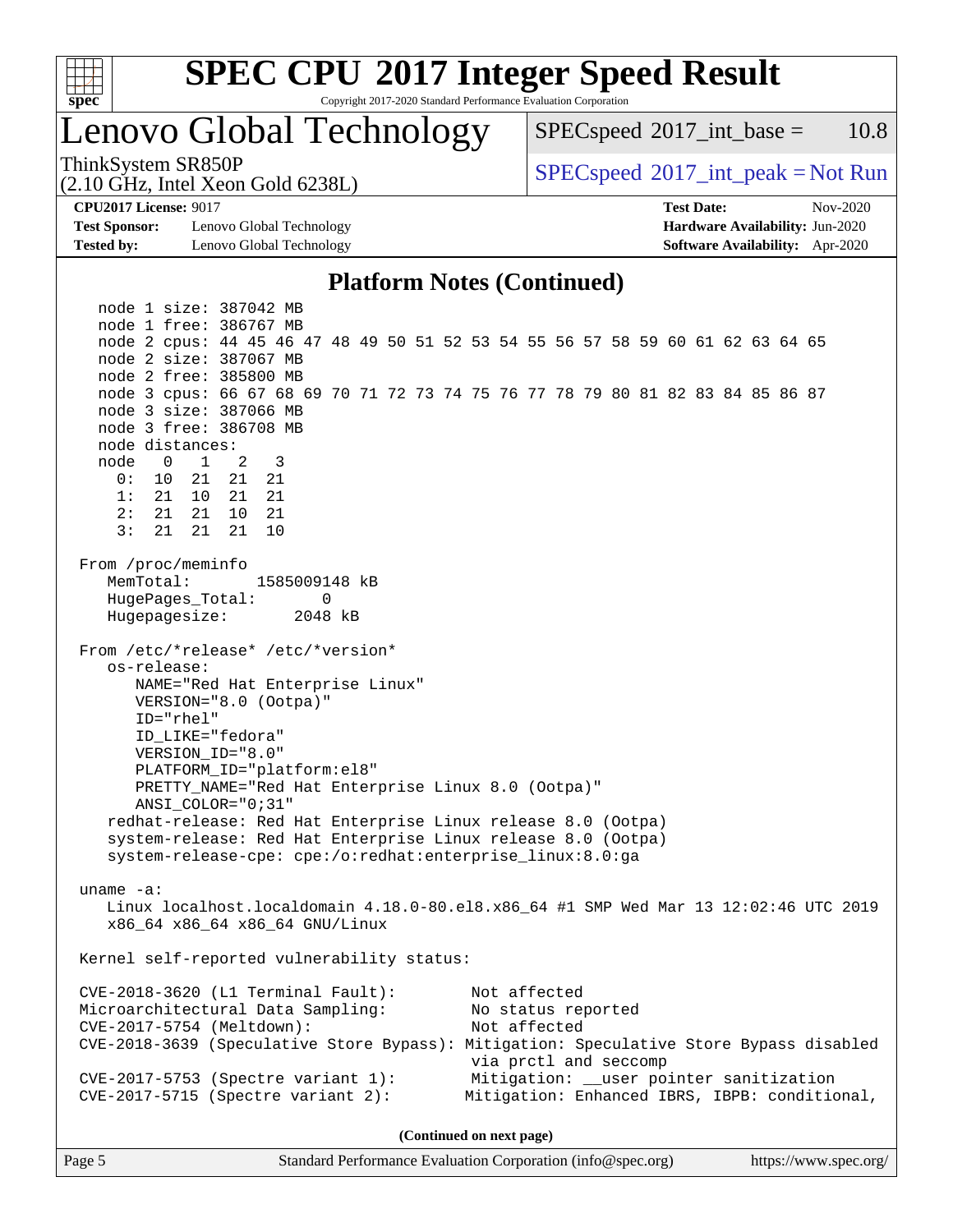# SPEC CPU 2017 Integer Speed Result

Copyright 2017-2020 Standard Performance Evaluation Corporation

## Lenovo Global Technology

ThinkSystem SR850P
(2.10 GHz, Intel Xeon Gold 6238L)

SPECspeed 2017_int_base = 10.8

SPECspeed 2017_int_peak = Not Run

**CPU2017 License:** 9017
**Test Sponsor:** Lenovo Global Technology
**Tested by:** Lenovo Global Technology

**Test Date:** Nov-2020
**Hardware Availability:** Jun-2020
**Software Availability:** Apr-2020

### Platform Notes (Continued)

```
    node 1 size: 387042 MB
    node 1 free: 386767 MB
    node 2 cpus: 44 45 46 47 48 49 50 51 52 53 54 55 56 57 58 59 60 61 62 63 64 65
    node 2 size: 387067 MB
    node 2 free: 385800 MB
    node 3 cpus: 66 67 68 69 70 71 72 73 74 75 76 77 78 79 80 81 82 83 84 85 86 87
    node 3 size: 387066 MB
    node 3 free: 386708 MB
    node distances:
    node   0   1   2   3
      0:  10  21  21  21
      1:  21  10  21  21
      2:  21  21  10  21
      3:  21  21  21  10

 From /proc/meminfo
    MemTotal:       1585009148 kB
    HugePages_Total:       0
    Hugepagesize:       2048 kB

 From /etc/*release* /etc/*version*
    os-release:
       NAME="Red Hat Enterprise Linux"
       VERSION="8.0 (Ootpa)"
       ID="rhel"
       ID_LIKE="fedora"
       VERSION_ID="8.0"
       PLATFORM_ID="platform:el8"
       PRETTY_NAME="Red Hat Enterprise Linux 8.0 (Ootpa)"
       ANSI_COLOR="0;31"
    redhat-release: Red Hat Enterprise Linux release 8.0 (Ootpa)
    system-release: Red Hat Enterprise Linux release 8.0 (Ootpa)
    system-release-cpe: cpe:/o:redhat:enterprise_linux:8.0:ga

 uname -a:
    Linux localhost.localdomain 4.18.0-80.el8.x86_64 #1 SMP Wed Mar 13 12:02:46 UTC 2019
    x86_64 x86_64 x86_64 GNU/Linux

 Kernel self-reported vulnerability status:

 CVE-2018-3620 (L1 Terminal Fault):         Not affected
 Microarchitectural Data Sampling:          No status reported
 CVE-2017-5754 (Meltdown):                  Not affected
 CVE-2018-3639 (Speculative Store Bypass): Mitigation: Speculative Store Bypass disabled
                                            via prctl and seccomp
 CVE-2017-5753 (Spectre variant 1):         Mitigation: __user pointer sanitization
 CVE-2017-5715 (Spectre variant 2):        Mitigation: Enhanced IBRS, IBPB: conditional,
```

(Continued on next page)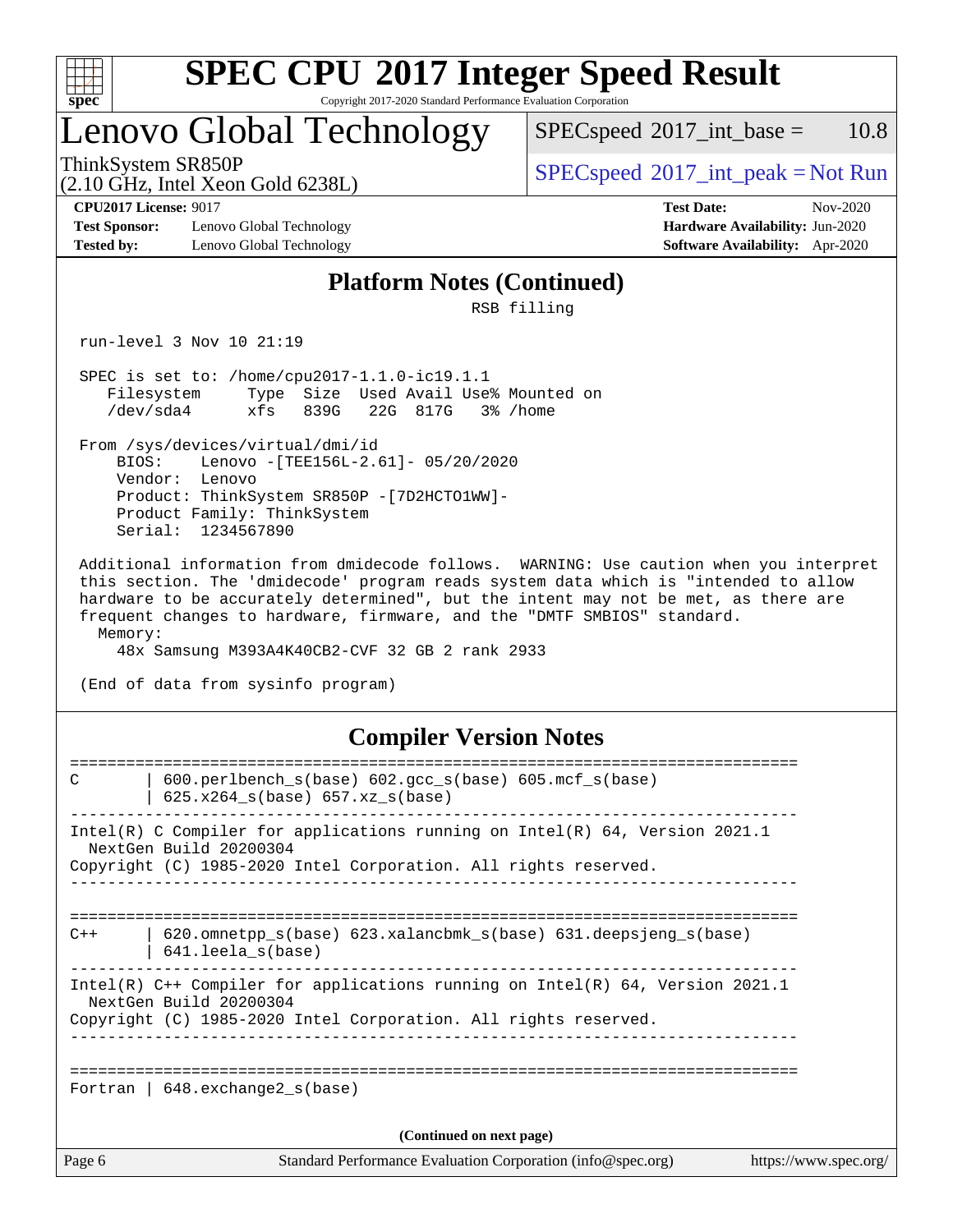# SPEC CPU 2017 Integer Speed Result

Copyright 2017-2020 Standard Performance Evaluation Corporation

## Lenovo Global Technology

ThinkSystem SR850P
(2.10 GHz, Intel Xeon Gold 6238L)

SPECspeed 2017_int_base = 10.8

SPECspeed 2017_int_peak = Not Run

**CPU2017 License:** 9017
**Test Sponsor:** Lenovo Global Technology
**Tested by:** Lenovo Global Technology

**Test Date:** Nov-2020
**Hardware Availability:** Jun-2020
**Software Availability:** Apr-2020

## Platform Notes (Continued)

```
                                RSB filling

 run-level 3 Nov 10 21:19

 SPEC is set to: /home/cpu2017-1.1.0-ic19.1.1
    Filesystem     Type  Size  Used Avail Use% Mounted on
    /dev/sda4      xfs   839G   22G  817G   3% /home

 From /sys/devices/virtual/dmi/id
     BIOS:    Lenovo -[TEE156L-2.61]- 05/20/2020
     Vendor:  Lenovo
     Product: ThinkSystem SR850P -[7D2HCTO1WW]-
     Product Family: ThinkSystem
     Serial:  1234567890

 Additional information from dmidecode follows.  WARNING: Use caution when you interpret
 this section. The 'dmidecode' program reads system data which is "intended to allow
 hardware to be accurately determined", but the intent may not be met, as there are
 frequent changes to hardware, firmware, and the "DMTF SMBIOS" standard.
   Memory:
     48x Samsung M393A4K40CB2-CVF 32 GB 2 rank 2933

 (End of data from sysinfo program)
```

## Compiler Version Notes

```
==============================================================================
C       | 600.perlbench_s(base) 602.gcc_s(base) 605.mcf_s(base)
        | 625.x264_s(base) 657.xz_s(base)
------------------------------------------------------------------------------
Intel(R) C Compiler for applications running on Intel(R) 64, Version 2021.1
  NextGen Build 20200304
Copyright (C) 1985-2020 Intel Corporation. All rights reserved.
------------------------------------------------------------------------------

==============================================================================
C++     | 620.omnetpp_s(base) 623.xalancbmk_s(base) 631.deepsjeng_s(base)
        | 641.leela_s(base)
------------------------------------------------------------------------------
Intel(R) C++ Compiler for applications running on Intel(R) 64, Version 2021.1
  NextGen Build 20200304
Copyright (C) 1985-2020 Intel Corporation. All rights reserved.
------------------------------------------------------------------------------

==============================================================================
Fortran | 648.exchange2_s(base)
```

(Continued on next page)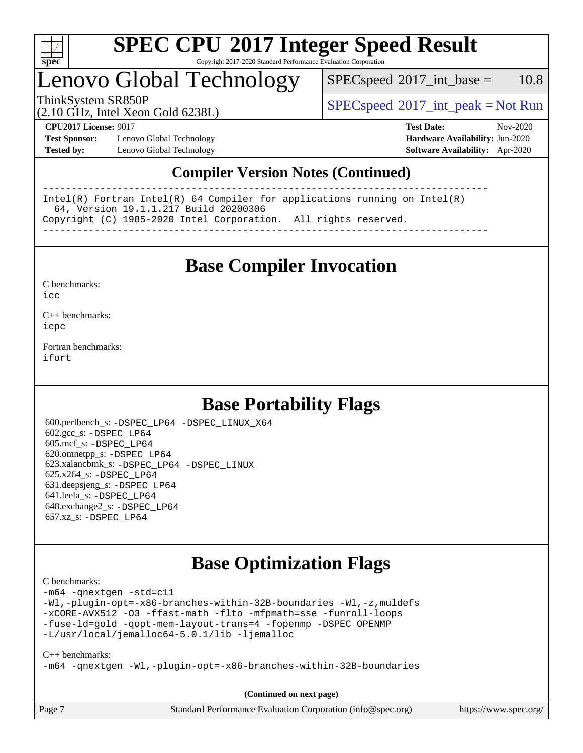## Compiler Version Notes (Continued)

```
==============================================================================
Intel(R) Fortran Intel(R) 64 Compiler for applications running on Intel(R)
  64, Version 19.1.1.217 Build 20200306
Copyright (C) 1985-2020 Intel Corporation.  All rights reserved.
------------------------------------------------------------------------------
```

## Base Compiler Invocation

C benchmarks:
icc

C++ benchmarks:
icpc

Fortran benchmarks:
ifort

## Base Portability Flags

600.perlbench_s: -DSPEC_LP64 -DSPEC_LINUX_X64
602.gcc_s: -DSPEC_LP64
605.mcf_s: -DSPEC_LP64
620.omnetpp_s: -DSPEC_LP64
623.xalancbmk_s: -DSPEC_LP64 -DSPEC_LINUX
625.x264_s: -DSPEC_LP64
631.deepsjeng_s: -DSPEC_LP64
641.leela_s: -DSPEC_LP64
648.exchange2_s: -DSPEC_LP64
657.xz_s: -DSPEC_LP64

## Base Optimization Flags

C benchmarks:

```
-m64 -qnextgen -std=c11
-Wl,-plugin-opt=-x86-branches-within-32B-boundaries -Wl,-z,muldefs
-xCORE-AVX512 -O3 -ffast-math -flto -mfpmath=sse -funroll-loops
-fuse-ld=gold -qopt-mem-layout-trans=4 -fopenmp -DSPEC_OPENMP
-L/usr/local/jemalloc64-5.0.1/lib -ljemalloc
```

C++ benchmarks:

```
-m64 -qnextgen -Wl,-plugin-opt=-x86-branches-within-32B-boundaries
```

**(Continued on next page)**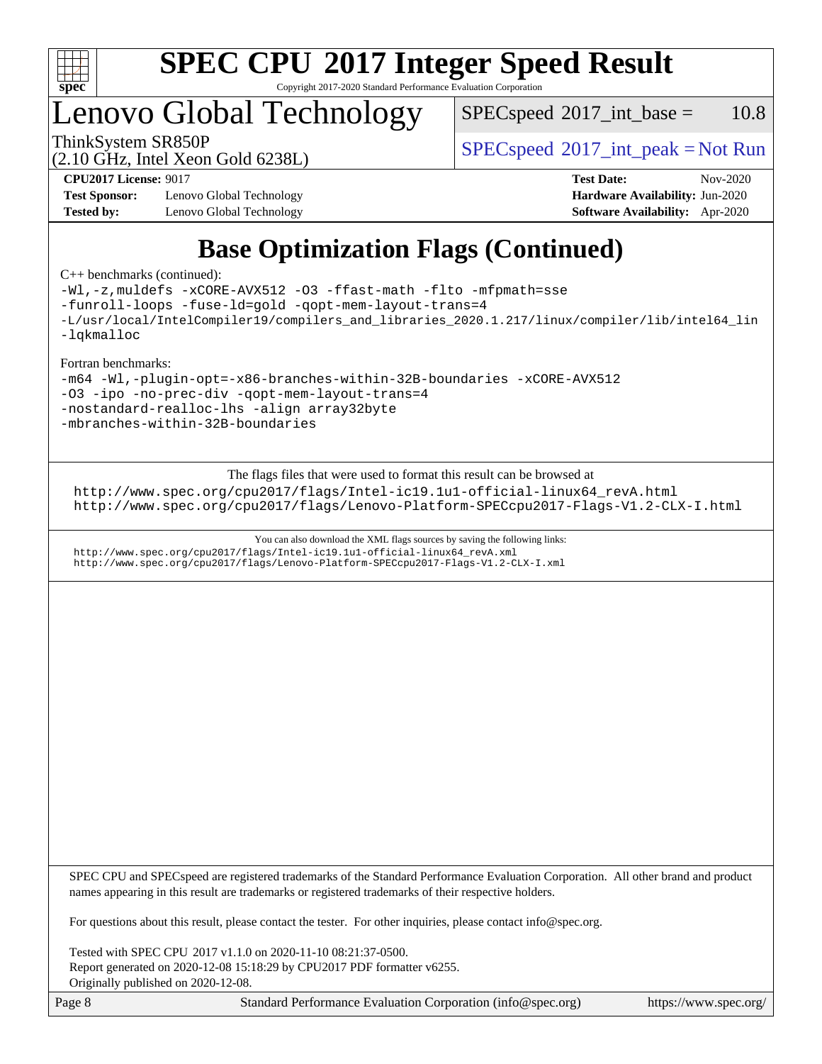# Lenovo Global Technology

ThinkSystem SR850P
(2.10 GHz, Intel Xeon Gold 6238L)

SPECspeed 2017_int_base = 10.8

SPECspeed 2017_int_peak = Not Run

**CPU2017 License:** 9017
**Test Sponsor:** Lenovo Global Technology
**Tested by:** Lenovo Global Technology

**Test Date:** Nov-2020
**Hardware Availability:** Jun-2020
**Software Availability:** Apr-2020

## Base Optimization Flags (Continued)

C++ benchmarks (continued):

```
-Wl,-z,muldefs -xCORE-AVX512 -O3 -ffast-math -flto -mfpmath=sse
-funroll-loops -fuse-ld=gold -qopt-mem-layout-trans=4
-L/usr/local/IntelCompiler19/compilers_and_libraries_2020.1.217/linux/compiler/lib/intel64_lin
-lqkmalloc
```

Fortran benchmarks:

```
-m64 -Wl,-plugin-opt=-x86-branches-within-32B-boundaries -xCORE-AVX512
-O3 -ipo -no-prec-div -qopt-mem-layout-trans=4
-nostandard-realloc-lhs -align array32byte
-mbranches-within-32B-boundaries
```

The flags files that were used to format this result can be browsed at
http://www.spec.org/cpu2017/flags/Intel-ic19.1u1-official-linux64_revA.html
http://www.spec.org/cpu2017/flags/Lenovo-Platform-SPECcpu2017-Flags-V1.2-CLX-I.html

You can also download the XML flags sources by saving the following links:
http://www.spec.org/cpu2017/flags/Intel-ic19.1u1-official-linux64_revA.xml
http://www.spec.org/cpu2017/flags/Lenovo-Platform-SPECcpu2017-Flags-V1.2-CLX-I.xml

SPEC CPU and SPECspeed are registered trademarks of the Standard Performance Evaluation Corporation. All other brand and product names appearing in this result are trademarks or registered trademarks of their respective holders.

For questions about this result, please contact the tester. For other inquiries, please contact info@spec.org.

Tested with SPEC CPU 2017 v1.1.0 on 2020-11-10 08:21:37-0500.
Report generated on 2020-12-08 15:18:29 by CPU2017 PDF formatter v6255.
Originally published on 2020-12-08.